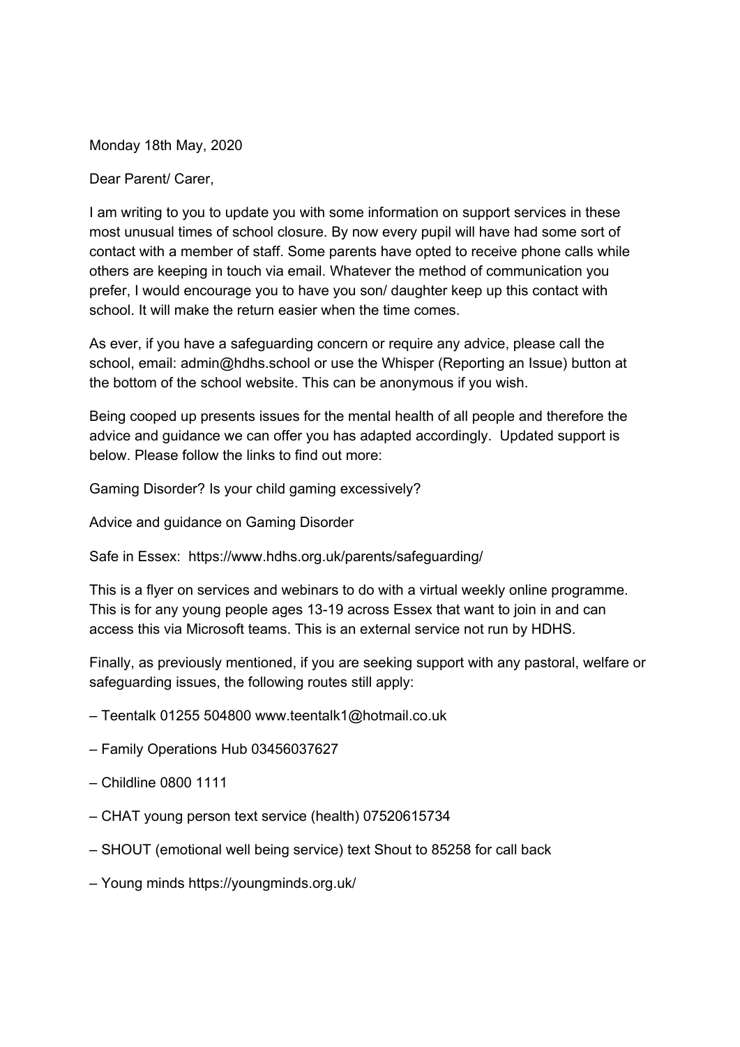Monday 18th May, 2020

Dear Parent/ Carer,

I am writing to you to update you with some information on support services in these most unusual times of school closure. By now every pupil will have had some sort of contact with a member of staff. Some parents have opted to receive phone calls while others are keeping in touch via email. Whatever the method of communication you prefer, I would encourage you to have you son/ daughter keep up this contact with school. It will make the return easier when the time comes.

As ever, if you have a safeguarding concern or require any advice, please call the school, email: admin@hdhs.school or use the Whisper (Reporting an Issue) button at the bottom of the school website. This can be anonymous if you wish.

Being cooped up presents issues for the mental health of all people and therefore the advice and guidance we can offer you has adapted accordingly. Updated support is below. Please follow the links to find out more:

Gaming Disorder? Is your child gaming excessively?

Advice and guidance on Gaming Disorder

Safe in Essex: https://www.hdhs.org.uk/parents/safeguarding/

This is a flyer on services and webinars to do with a virtual weekly online programme. This is for any young people ages 13-19 across Essex that want to join in and can access this via Microsoft teams. This is an external service not run by HDHS.

Finally, as previously mentioned, if you are seeking support with any pastoral, welfare or safeguarding issues, the following routes still apply:

– Teentalk 01255 504800 www.teentalk1@hotmail.co.uk

– Family Operations Hub 03456037627

– Childline 0800 1111

– CHAT young person text service (health) 07520615734

– SHOUT (emotional well being service) text Shout to 85258 for call back

– Young minds https://youngminds.org.uk/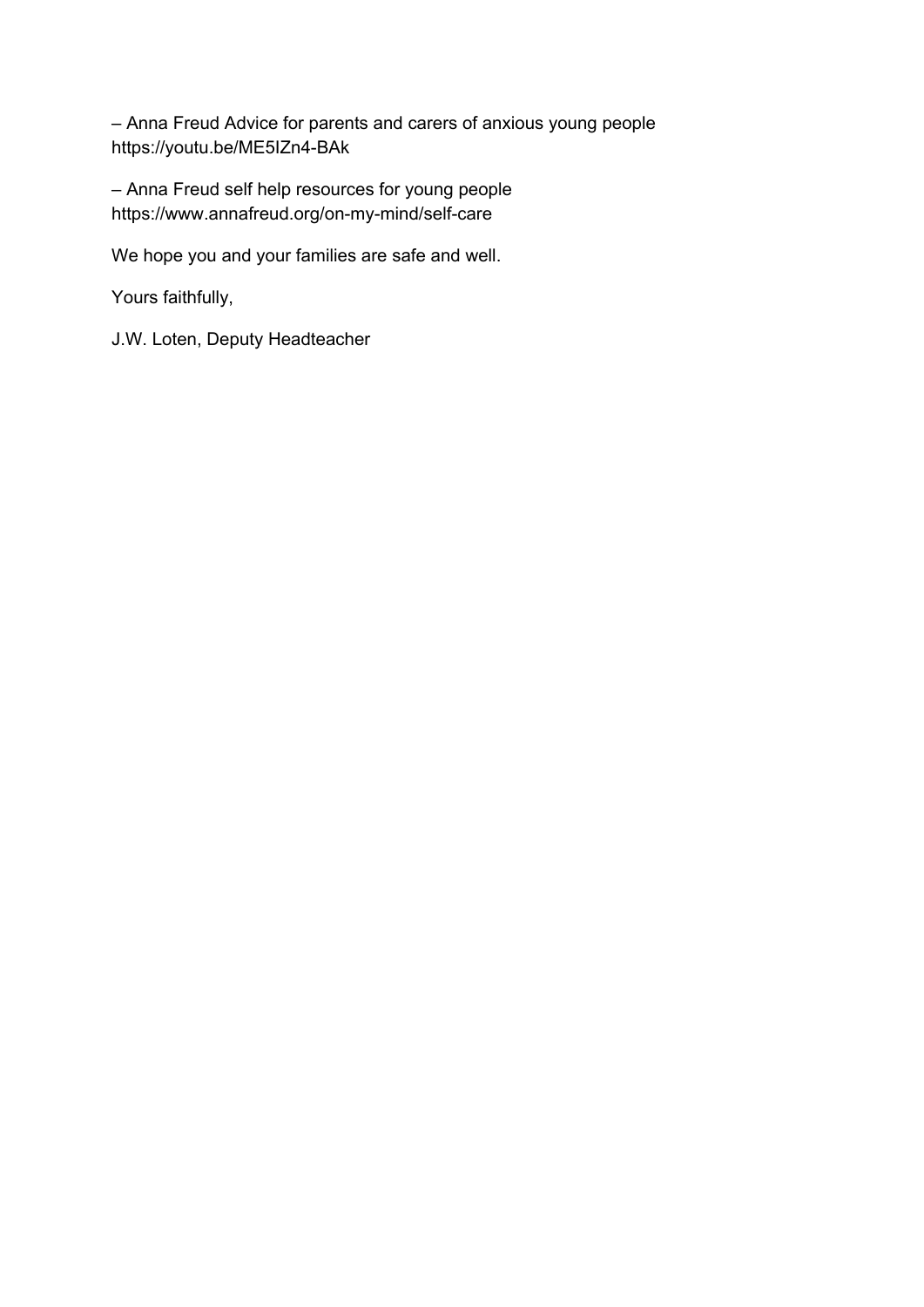– Anna Freud Advice for parents and carers of anxious young people https://youtu.be/ME5IZn4-BAk

– Anna Freud self help resources for young people https://www.annafreud.org/on-my-mind/self-care

We hope you and your families are safe and well.

Yours faithfully,

J.W. Loten, Deputy Headteacher